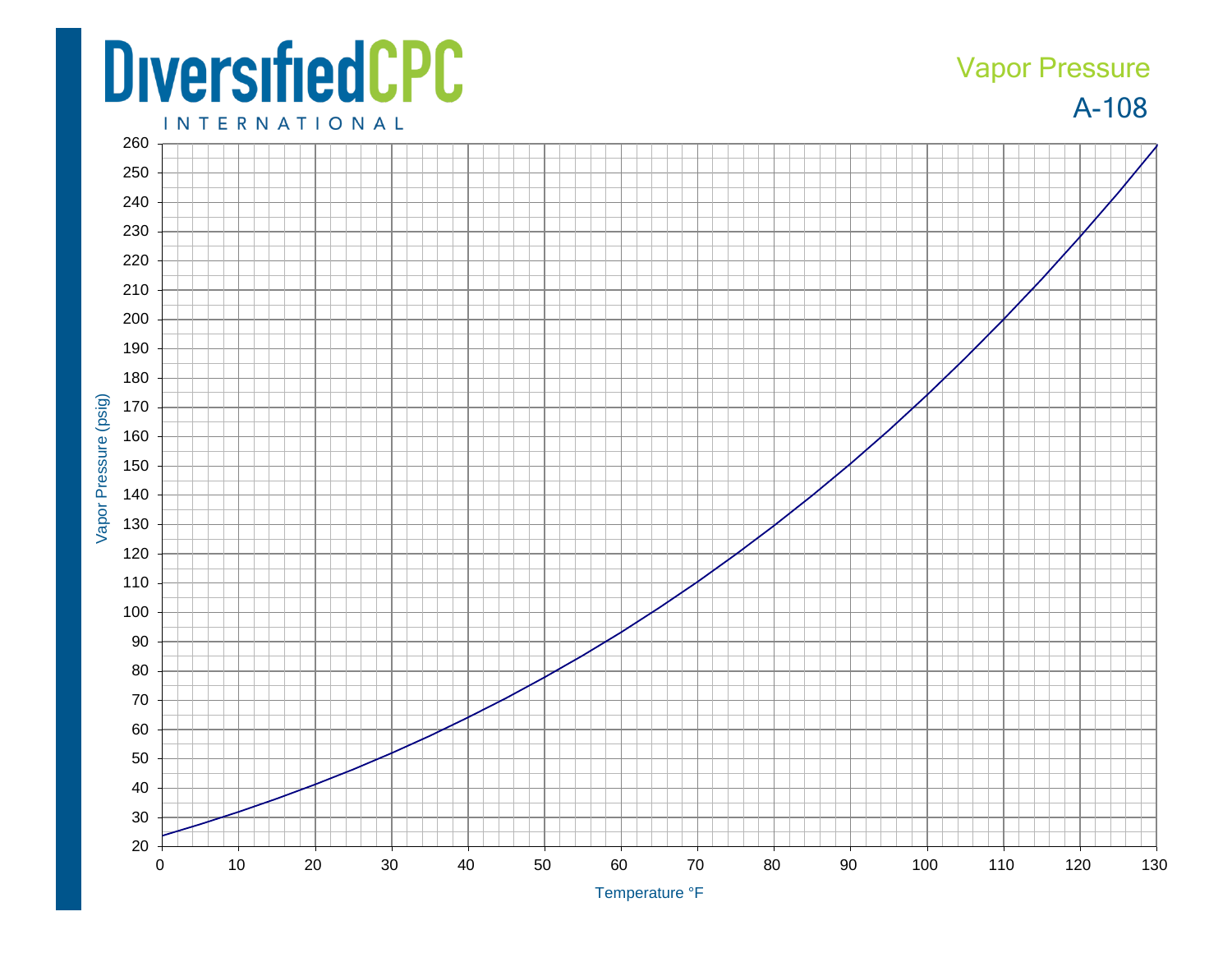# DiversifiedCPC INTERNATIONAL

## Vapor Pressure

## A-108

Vapor Pressure (psig)

Temperature °F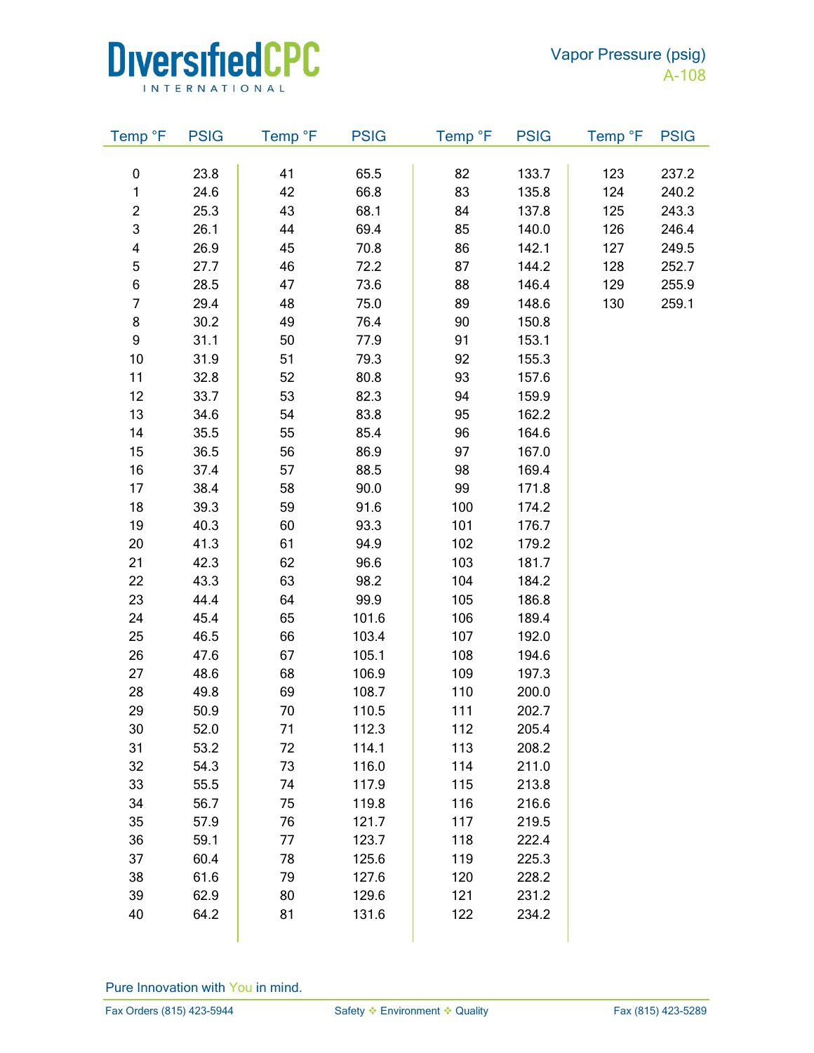DiversifiedCPC INTERNATIONAL

Vapor Pressure (psig)
A-108

| Temp °F | PSIG | Temp °F | PSIG | Temp °F | PSIG | Temp °F | PSIG |
|---|---|---|---|---|---|---|---|
| 0 | 23.8 | 41 | 65.5 | 82 | 133.7 | 123 | 237.2 |
| 1 | 24.6 | 42 | 66.8 | 83 | 135.8 | 124 | 240.2 |
| 2 | 25.3 | 43 | 68.1 | 84 | 137.8 | 125 | 243.3 |
| 3 | 26.1 | 44 | 69.4 | 85 | 140.0 | 126 | 246.4 |
| 4 | 26.9 | 45 | 70.8 | 86 | 142.1 | 127 | 249.5 |
| 5 | 27.7 | 46 | 72.2 | 87 | 144.2 | 128 | 252.7 |
| 6 | 28.5 | 47 | 73.6 | 88 | 146.4 | 129 | 255.9 |
| 7 | 29.4 | 48 | 75.0 | 89 | 148.6 | 130 | 259.1 |
| 8 | 30.2 | 49 | 76.4 | 90 | 150.8 | | |
| 9 | 31.1 | 50 | 77.9 | 91 | 153.1 | | |
| 10 | 31.9 | 51 | 79.3 | 92 | 155.3 | | |
| 11 | 32.8 | 52 | 80.8 | 93 | 157.6 | | |
| 12 | 33.7 | 53 | 82.3 | 94 | 159.9 | | |
| 13 | 34.6 | 54 | 83.8 | 95 | 162.2 | | |
| 14 | 35.5 | 55 | 85.4 | 96 | 164.6 | | |
| 15 | 36.5 | 56 | 86.9 | 97 | 167.0 | | |
| 16 | 37.4 | 57 | 88.5 | 98 | 169.4 | | |
| 17 | 38.4 | 58 | 90.0 | 99 | 171.8 | | |
| 18 | 39.3 | 59 | 91.6 | 100 | 174.2 | | |
| 19 | 40.3 | 60 | 93.3 | 101 | 176.7 | | |
| 20 | 41.3 | 61 | 94.9 | 102 | 179.2 | | |
| 21 | 42.3 | 62 | 96.6 | 103 | 181.7 | | |
| 22 | 43.3 | 63 | 98.2 | 104 | 184.2 | | |
| 23 | 44.4 | 64 | 99.9 | 105 | 186.8 | | |
| 24 | 45.4 | 65 | 101.6 | 106 | 189.4 | | |
| 25 | 46.5 | 66 | 103.4 | 107 | 192.0 | | |
| 26 | 47.6 | 67 | 105.1 | 108 | 194.6 | | |
| 27 | 48.6 | 68 | 106.9 | 109 | 197.3 | | |
| 28 | 49.8 | 69 | 108.7 | 110 | 200.0 | | |
| 29 | 50.9 | 70 | 110.5 | 111 | 202.7 | | |
| 30 | 52.0 | 71 | 112.3 | 112 | 205.4 | | |
| 31 | 53.2 | 72 | 114.1 | 113 | 208.2 | | |
| 32 | 54.3 | 73 | 116.0 | 114 | 211.0 | | |
| 33 | 55.5 | 74 | 117.9 | 115 | 213.8 | | |
| 34 | 56.7 | 75 | 119.8 | 116 | 216.6 | | |
| 35 | 57.9 | 76 | 121.7 | 117 | 219.5 | | |
| 36 | 59.1 | 77 | 123.7 | 118 | 222.4 | | |
| 37 | 60.4 | 78 | 125.6 | 119 | 225.3 | | |
| 38 | 61.6 | 79 | 127.6 | 120 | 228.2 | | |
| 39 | 62.9 | 80 | 129.6 | 121 | 231.2 | | |
| 40 | 64.2 | 81 | 131.6 | 122 | 234.2 | | |

Pure Innovation with You in mind.

Fax Orders (815) 423-5944 Safety ❖ Environment ❖ Quality Fax (815) 423-5289